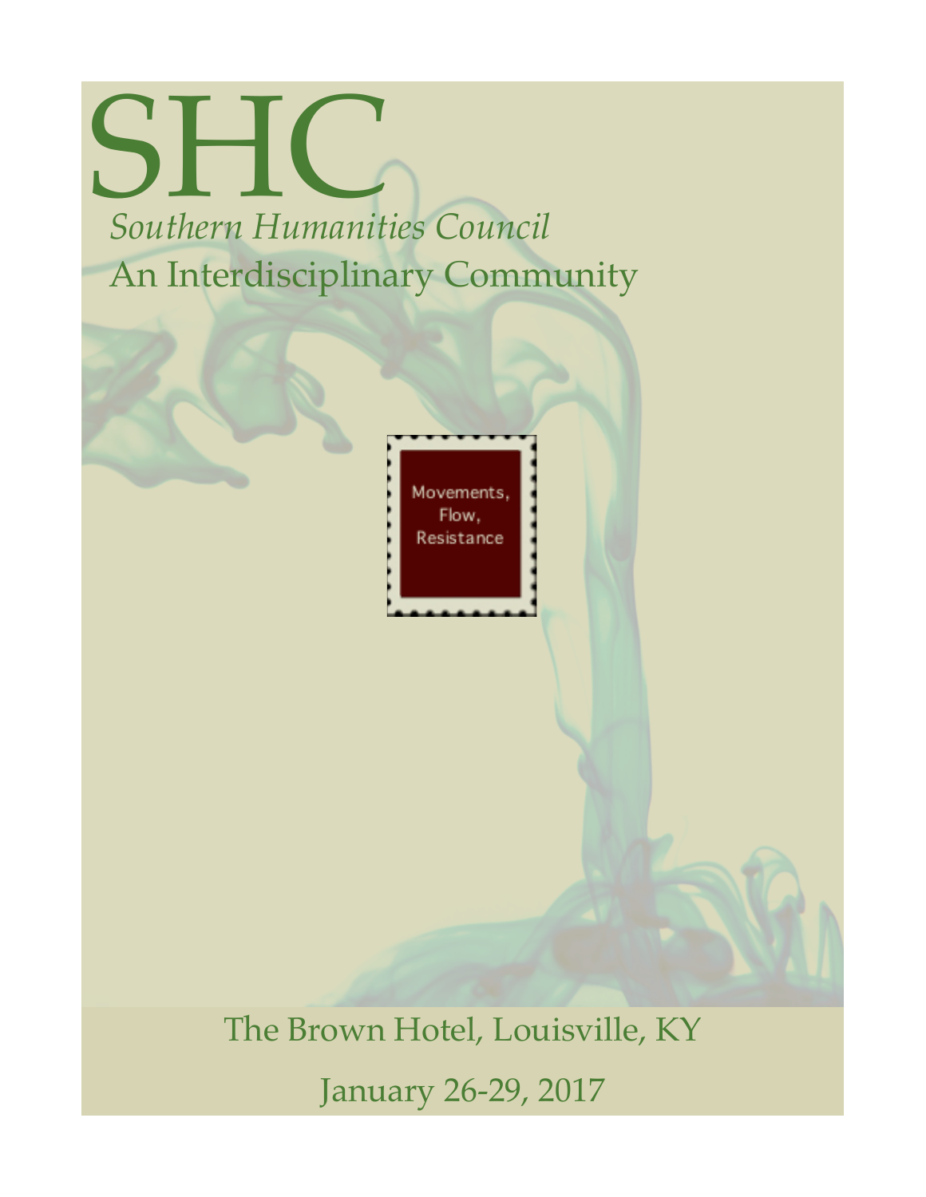# SHC

*Southern Humanities Council*

An Interdisciplinary Community

Movements, Flow, Resistance

The Brown Hotel, Louisville, KY

January 26-29, 2017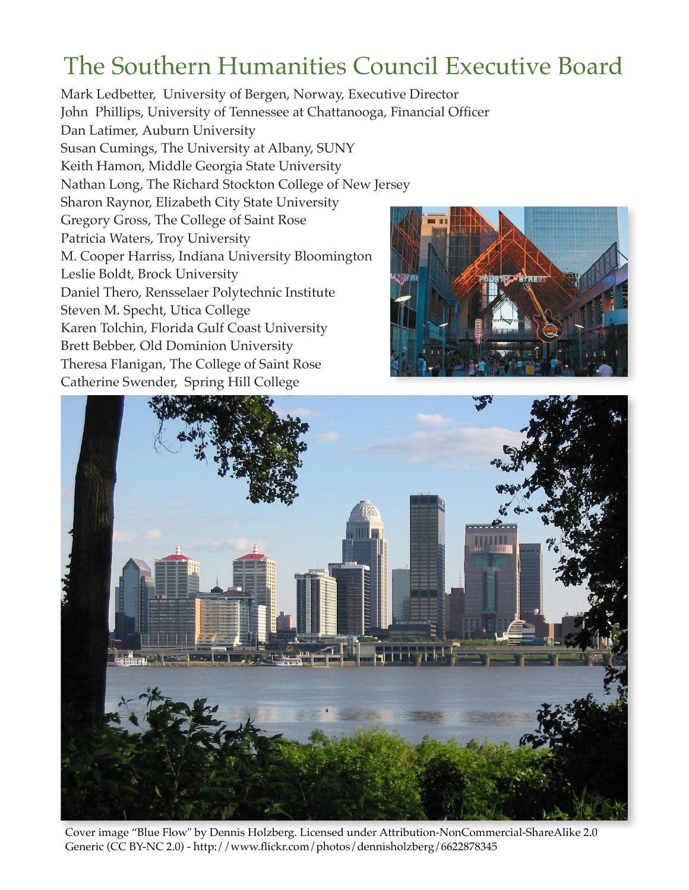# The Southern Humanities Council Executive Board

Mark Ledbetter, University of Bergen, Norway, Executive Director
John Phillips, University of Tennessee at Chattanooga, Financial Officer
Dan Latimer, Auburn University
Susan Cumings, The University at Albany, SUNY
Keith Hamon, Middle Georgia State University
Nathan Long, The Richard Stockton College of New Jersey
Sharon Raynor, Elizabeth City State University
Gregory Gross, The College of Saint Rose
Patricia Waters, Troy University
M. Cooper Harriss, Indiana University Bloomington
Leslie Boldt, Brock University
Daniel Thero, Rensselaer Polytechnic Institute
Steven M. Specht, Utica College
Karen Tolchin, Florida Gulf Coast University
Brett Bebber, Old Dominion University
Theresa Flanigan, The College of Saint Rose
Catherine Swender, Spring Hill College

Cover image "Blue Flow" by Dennis Holzberg. Licensed under Attribution-NonCommercial-ShareAlike 2.0 Generic (CC BY-NC 2.0) - http://www.flickr.com/photos/dennisholzberg/6622878345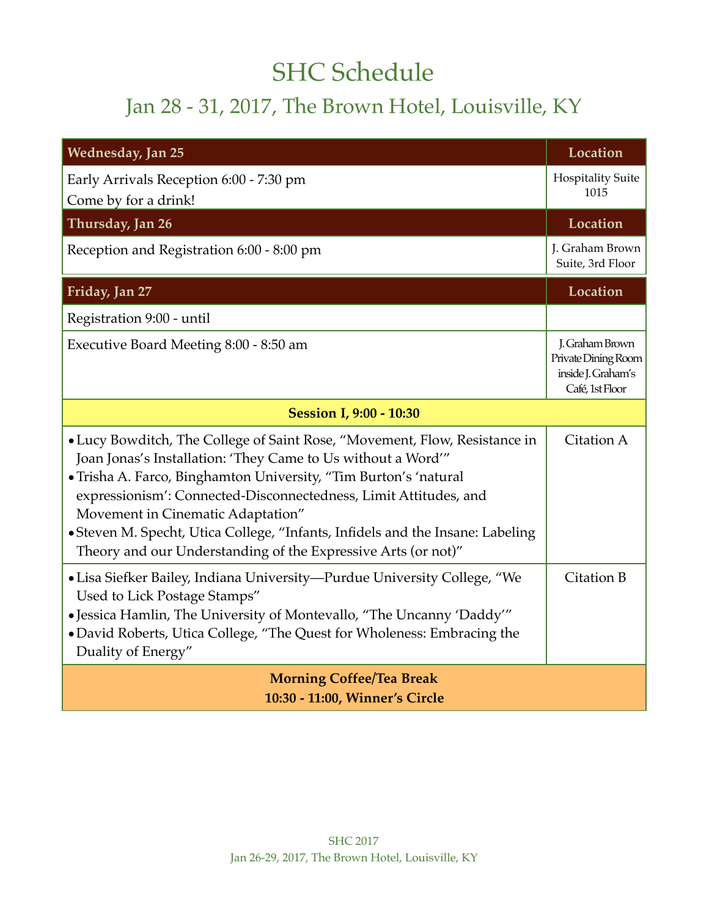# SHC Schedule

## Jan 28 - 31, 2017, The Brown Hotel, Louisville, KY

| Wednesday, Jan 25 | Location |
| --- | --- |
| Early Arrivals Reception 6:00 - 7:30 pm<br>Come by for a drink! | Hospitality Suite 1015 |
| **Thursday, Jan 26** | **Location** |
| Reception and Registration 6:00 - 8:00 pm | J. Graham Brown Suite, 3rd Floor |

| Friday, Jan 27 | Location |
| --- | --- |
| Registration 9:00 - until | |
| Executive Board Meeting 8:00 - 8:50 am | J. Graham Brown Private Dining Room inside J. Graham's Café, 1st Floor |
| **Session I, 9:00 - 10:30** | |
| • Lucy Bowditch, The College of Saint Rose, "Movement, Flow, Resistance in Joan Jonas's Installation: 'They Came to Us without a Word'"<br>• Trisha A. Farco, Binghamton University, "Tim Burton's 'natural expressionism': Connected-Disconnectedness, Limit Attitudes, and Movement in Cinematic Adaptation"<br>• Steven M. Specht, Utica College, "Infants, Infidels and the Insane: Labeling Theory and our Understanding of the Expressive Arts (or not)" | Citation A |
| • Lisa Siefker Bailey, Indiana University—Purdue University College, "We Used to Lick Postage Stamps"<br>• Jessica Hamlin, The University of Montevallo, "The Uncanny 'Daddy'"<br>• David Roberts, Utica College, "The Quest for Wholeness: Embracing the Duality of Energy" | Citation B |
| **Morning Coffee/Tea Break**<br>**10:30 - 11:00, Winner's Circle** | |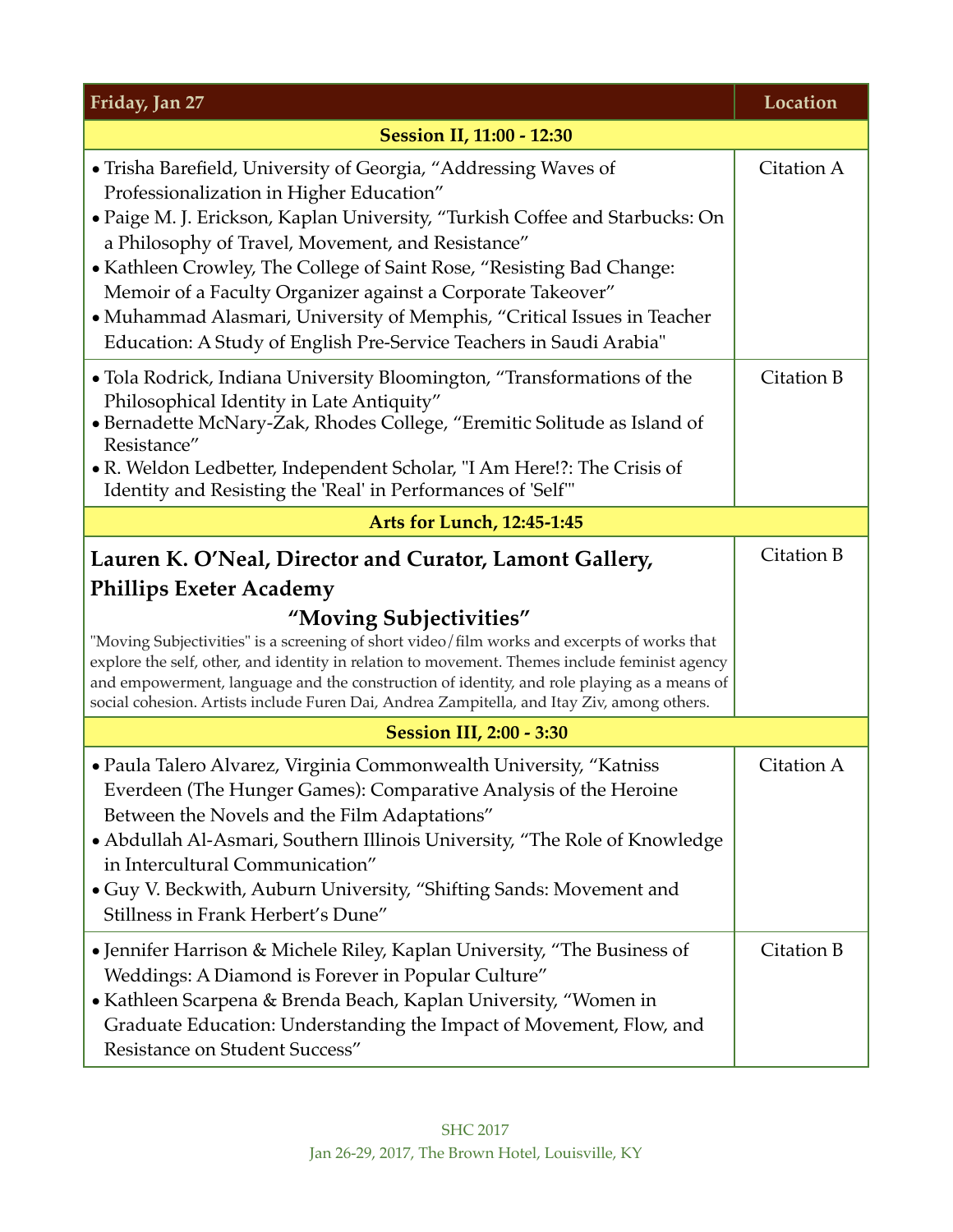| Friday, Jan 27 | Location |
|---|---|
| **Session II, 11:00 - 12:30** | |
| • Trisha Barefield, University of Georgia, "Addressing Waves of Professionalization in Higher Education"<br>• Paige M. J. Erickson, Kaplan University, "Turkish Coffee and Starbucks: On a Philosophy of Travel, Movement, and Resistance"<br>• Kathleen Crowley, The College of Saint Rose, "Resisting Bad Change: Memoir of a Faculty Organizer against a Corporate Takeover"<br>• Muhammad Alasmari, University of Memphis, "Critical Issues in Teacher Education: A Study of English Pre-Service Teachers in Saudi Arabia" | Citation A |
| • Tola Rodrick, Indiana University Bloomington, "Transformations of the Philosophical Identity in Late Antiquity"<br>• Bernadette McNary-Zak, Rhodes College, "Eremitic Solitude as Island of Resistance"<br>• R. Weldon Ledbetter, Independent Scholar, "I Am Here!?: The Crisis of Identity and Resisting the 'Real' in Performances of 'Self'" | Citation B |
| **Arts for Lunch, 12:45-1:45** | |
| **Lauren K. O'Neal, Director and Curator, Lamont Gallery, Phillips Exeter Academy**<br>**"Moving Subjectivities"**<br>"Moving Subjectivities" is a screening of short video/film works and excerpts of works that explore the self, other, and identity in relation to movement. Themes include feminist agency and empowerment, language and the construction of identity, and role playing as a means of social cohesion. Artists include Furen Dai, Andrea Zampitella, and Itay Ziv, among others. | Citation B |
| **Session III, 2:00 - 3:30** | |
| • Paula Talero Alvarez, Virginia Commonwealth University, "Katniss Everdeen (The Hunger Games): Comparative Analysis of the Heroine Between the Novels and the Film Adaptations"<br>• Abdullah Al-Asmari, Southern Illinois University, "The Role of Knowledge in Intercultural Communication"<br>• Guy V. Beckwith, Auburn University, "Shifting Sands: Movement and Stillness in Frank Herbert's Dune" | Citation A |
| • Jennifer Harrison & Michele Riley, Kaplan University, "The Business of Weddings: A Diamond is Forever in Popular Culture"<br>• Kathleen Scarpena & Brenda Beach, Kaplan University, "Women in Graduate Education: Understanding the Impact of Movement, Flow, and Resistance on Student Success" | Citation B |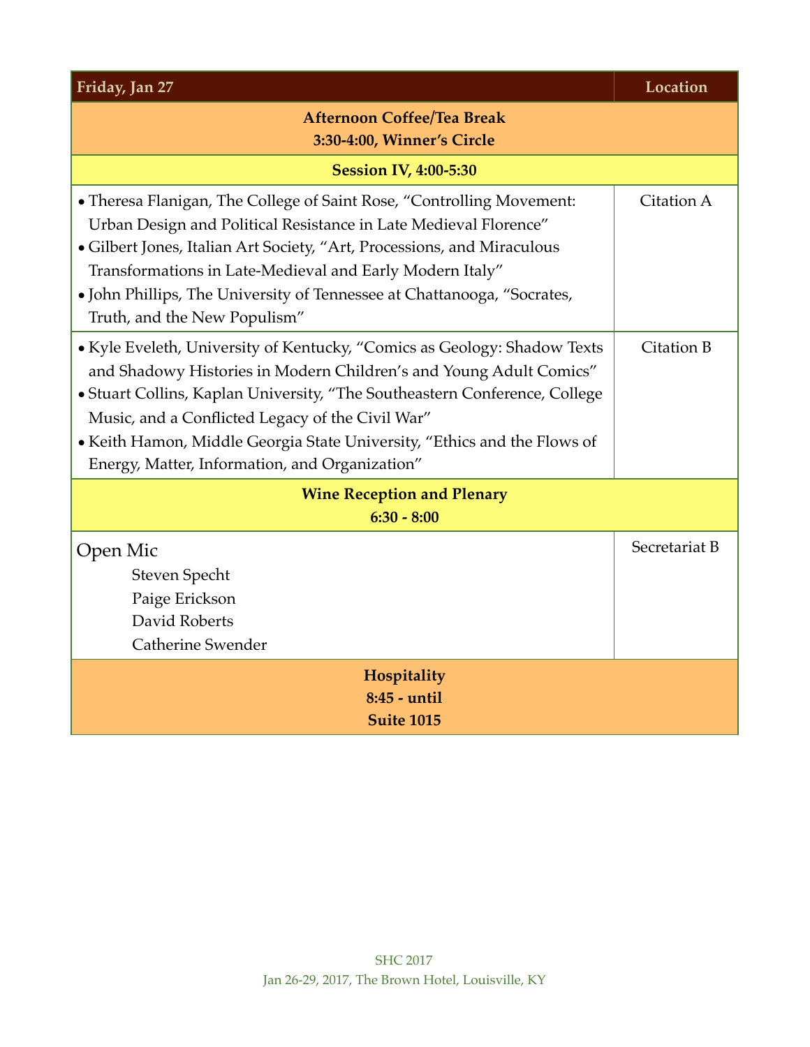| Friday, Jan 27 | Location |
| --- | --- |
| **Afternoon Coffee/Tea Break**<br>**3:30-4:00, Winner's Circle** | |
| **Session IV, 4:00-5:30** | |
| • Theresa Flanigan, The College of Saint Rose, "Controlling Movement: Urban Design and Political Resistance in Late Medieval Florence"<br>• Gilbert Jones, Italian Art Society, "Art, Processions, and Miraculous Transformations in Late-Medieval and Early Modern Italy"<br>• John Phillips, The University of Tennessee at Chattanooga, "Socrates, Truth, and the New Populism" | Citation A |
| • Kyle Eveleth, University of Kentucky, "Comics as Geology: Shadow Texts and Shadowy Histories in Modern Children's and Young Adult Comics"<br>• Stuart Collins, Kaplan University, "The Southeastern Conference, College Music, and a Conflicted Legacy of the Civil War"<br>• Keith Hamon, Middle Georgia State University, "Ethics and the Flows of Energy, Matter, Information, and Organization" | Citation B |
| **Wine Reception and Plenary**<br>**6:30 - 8:00** | |
| Open Mic<br>Steven Specht<br>Paige Erickson<br>David Roberts<br>Catherine Swender | Secretariat B |
| **Hospitality**<br>**8:45 - until**<br>**Suite 1015** | |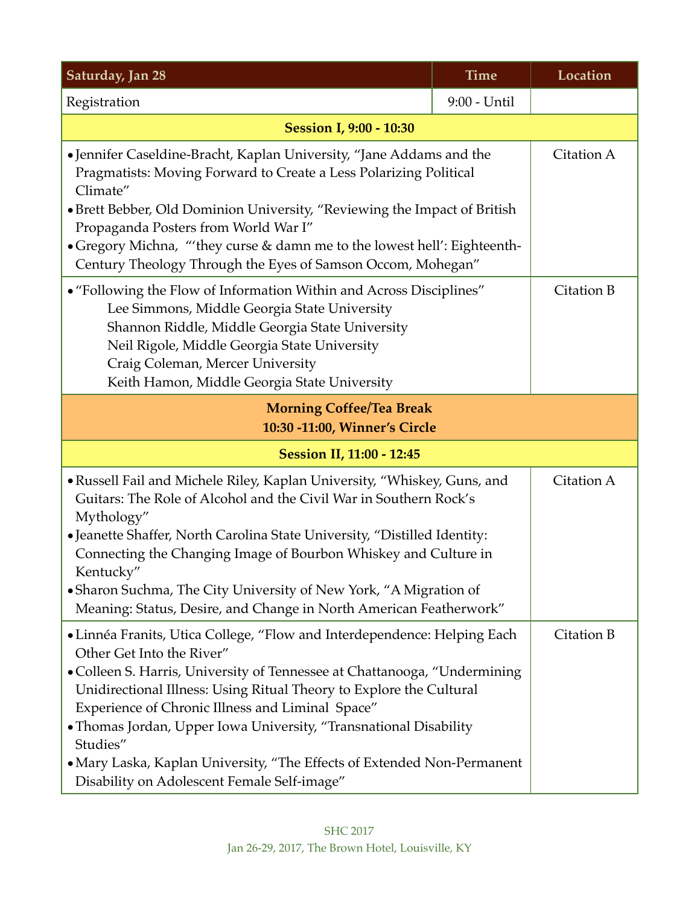| Saturday, Jan 28 | Time | Location |
|---|---|---|
| Registration | 9:00 - Until | |
| **Session I, 9:00 - 10:30** | | |
| • Jennifer Caseldine-Bracht, Kaplan University, "Jane Addams and the Pragmatists: Moving Forward to Create a Less Polarizing Political Climate"<br>• Brett Bebber, Old Dominion University, "Reviewing the Impact of British Propaganda Posters from World War I"<br>• Gregory Michna, "'they curse & damn me to the lowest hell': Eighteenth-Century Theology Through the Eyes of Samson Occom, Mohegan" | | Citation A |
| • "Following the Flow of Information Within and Across Disciplines"<br>Lee Simmons, Middle Georgia State University<br>Shannon Riddle, Middle Georgia State University<br>Neil Rigole, Middle Georgia State University<br>Craig Coleman, Mercer University<br>Keith Hamon, Middle Georgia State University | | Citation B |
| **Morning Coffee/Tea Break**<br>**10:30 -11:00, Winner's Circle** | | |
| **Session II, 11:00 - 12:45** | | |
| • Russell Fail and Michele Riley, Kaplan University, "Whiskey, Guns, and Guitars: The Role of Alcohol and the Civil War in Southern Rock's Mythology"<br>• Jeanette Shaffer, North Carolina State University, "Distilled Identity: Connecting the Changing Image of Bourbon Whiskey and Culture in Kentucky"<br>• Sharon Suchma, The City University of New York, "A Migration of Meaning: Status, Desire, and Change in North American Featherwork" | | Citation A |
| • Linnéa Franits, Utica College, "Flow and Interdependence: Helping Each Other Get Into the River"<br>• Colleen S. Harris, University of Tennessee at Chattanooga, "Undermining Unidirectional Illness: Using Ritual Theory to Explore the Cultural Experience of Chronic Illness and Liminal Space"<br>• Thomas Jordan, Upper Iowa University, "Transnational Disability Studies"<br>• Mary Laska, Kaplan University, "The Effects of Extended Non-Permanent Disability on Adolescent Female Self-image" | | Citation B |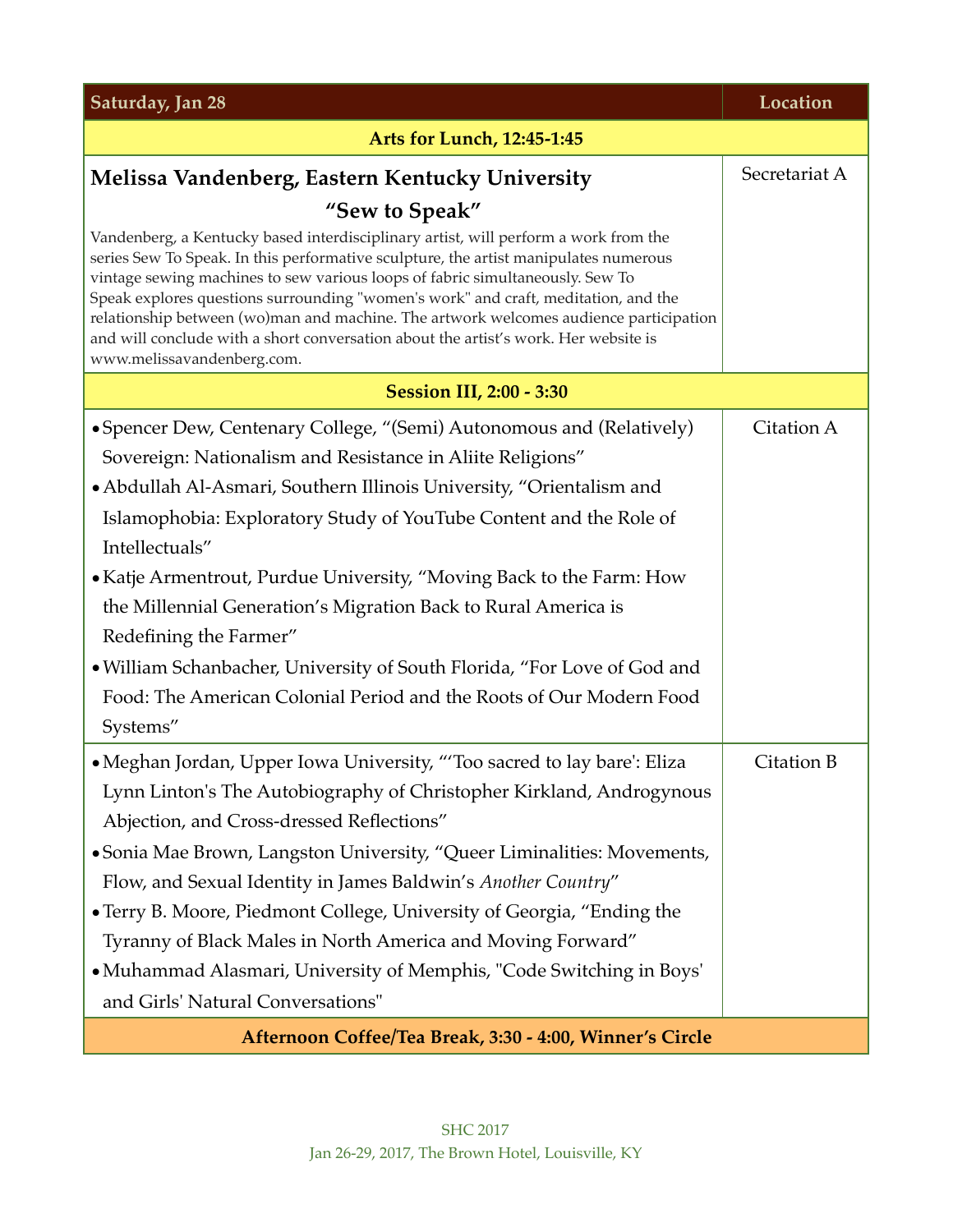| Saturday, Jan 28 | Location |
|---|---|
| **Arts for Lunch, 12:45-1:45** | |
| **Melissa Vandenberg, Eastern Kentucky University**<br>**"Sew to Speak"**<br>Vandenberg, a Kentucky based interdisciplinary artist, will perform a work from the series Sew To Speak. In this performative sculpture, the artist manipulates numerous vintage sewing machines to sew various loops of fabric simultaneously. Sew To Speak explores questions surrounding "women's work" and craft, meditation, and the relationship between (wo)man and machine. The artwork welcomes audience participation and will conclude with a short conversation about the artist's work. Her website is www.melissavandenberg.com. | Secretariat A |
| **Session III, 2:00 - 3:30** | |
| • Spencer Dew, Centenary College, "(Semi) Autonomous and (Relatively) Sovereign: Nationalism and Resistance in Aliite Religions"<br>• Abdullah Al-Asmari, Southern Illinois University, "Orientalism and Islamophobia: Exploratory Study of YouTube Content and the Role of Intellectuals"<br>• Katje Armentrout, Purdue University, "Moving Back to the Farm: How the Millennial Generation's Migration Back to Rural America is Redefining the Farmer"<br>• William Schanbacher, University of South Florida, "For Love of God and Food: The American Colonial Period and the Roots of Our Modern Food Systems" | Citation A |
| • Meghan Jordan, Upper Iowa University, "'Too sacred to lay bare': Eliza Lynn Linton's The Autobiography of Christopher Kirkland, Androgynous Abjection, and Cross-dressed Reflections"<br>• Sonia Mae Brown, Langston University, "Queer Liminalities: Movements, Flow, and Sexual Identity in James Baldwin's *Another Country*"<br>• Terry B. Moore, Piedmont College, University of Georgia, "Ending the Tyranny of Black Males in North America and Moving Forward"<br>• Muhammad Alasmari, University of Memphis, "Code Switching in Boys' and Girls' Natural Conversations" | Citation B |
| **Afternoon Coffee/Tea Break, 3:30 - 4:00, Winner's Circle** | |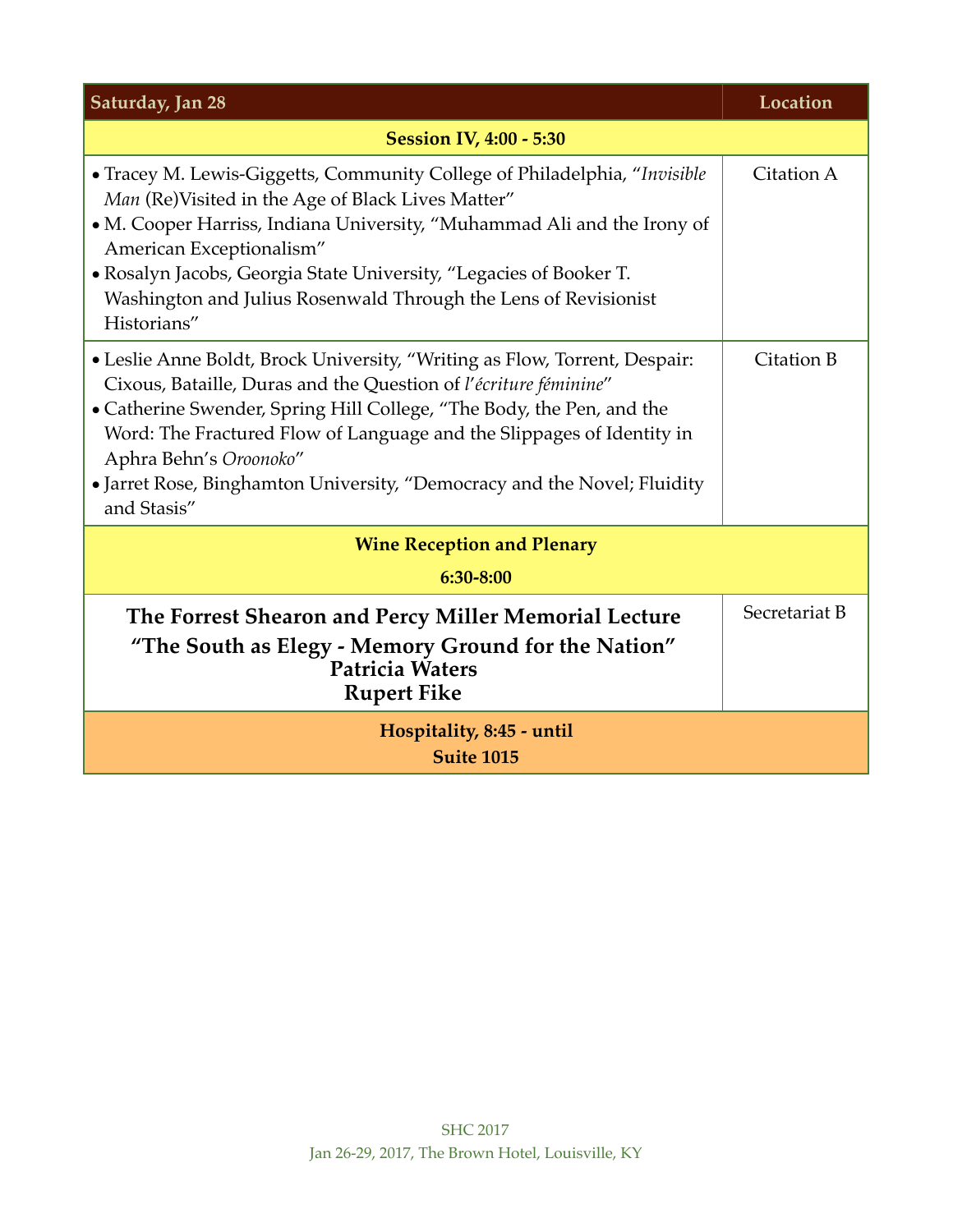| Saturday, Jan 28 | Location |
|---|---|
| **Session IV, 4:00 - 5:30** | |
| • Tracey M. Lewis-Giggetts, Community College of Philadelphia, "*Invisible Man* (Re)Visited in the Age of Black Lives Matter"<br>• M. Cooper Harriss, Indiana University, "Muhammad Ali and the Irony of American Exceptionalism"<br>• Rosalyn Jacobs, Georgia State University, "Legacies of Booker T. Washington and Julius Rosenwald Through the Lens of Revisionist Historians" | Citation A |
| • Leslie Anne Boldt, Brock University, "Writing as Flow, Torrent, Despair: Cixous, Bataille, Duras and the Question of *l'écriture féminine*"<br>• Catherine Swender, Spring Hill College, "The Body, the Pen, and the Word: The Fractured Flow of Language and the Slippages of Identity in Aphra Behn's *Oroonoko*"<br>• Jarret Rose, Binghamton University, "Democracy and the Novel; Fluidity and Stasis" | Citation B |
| **Wine Reception and Plenary**<br>**6:30-8:00** | |
| **The Forrest Shearon and Percy Miller Memorial Lecture**<br>**"The South as Elegy - Memory Ground for the Nation"**<br>**Patricia Waters**<br>**Rupert Fike** | Secretariat B |
| **Hospitality, 8:45 - until**<br>**Suite 1015** | |

SHC 2017
Jan 26-29, 2017, The Brown Hotel, Louisville, KY